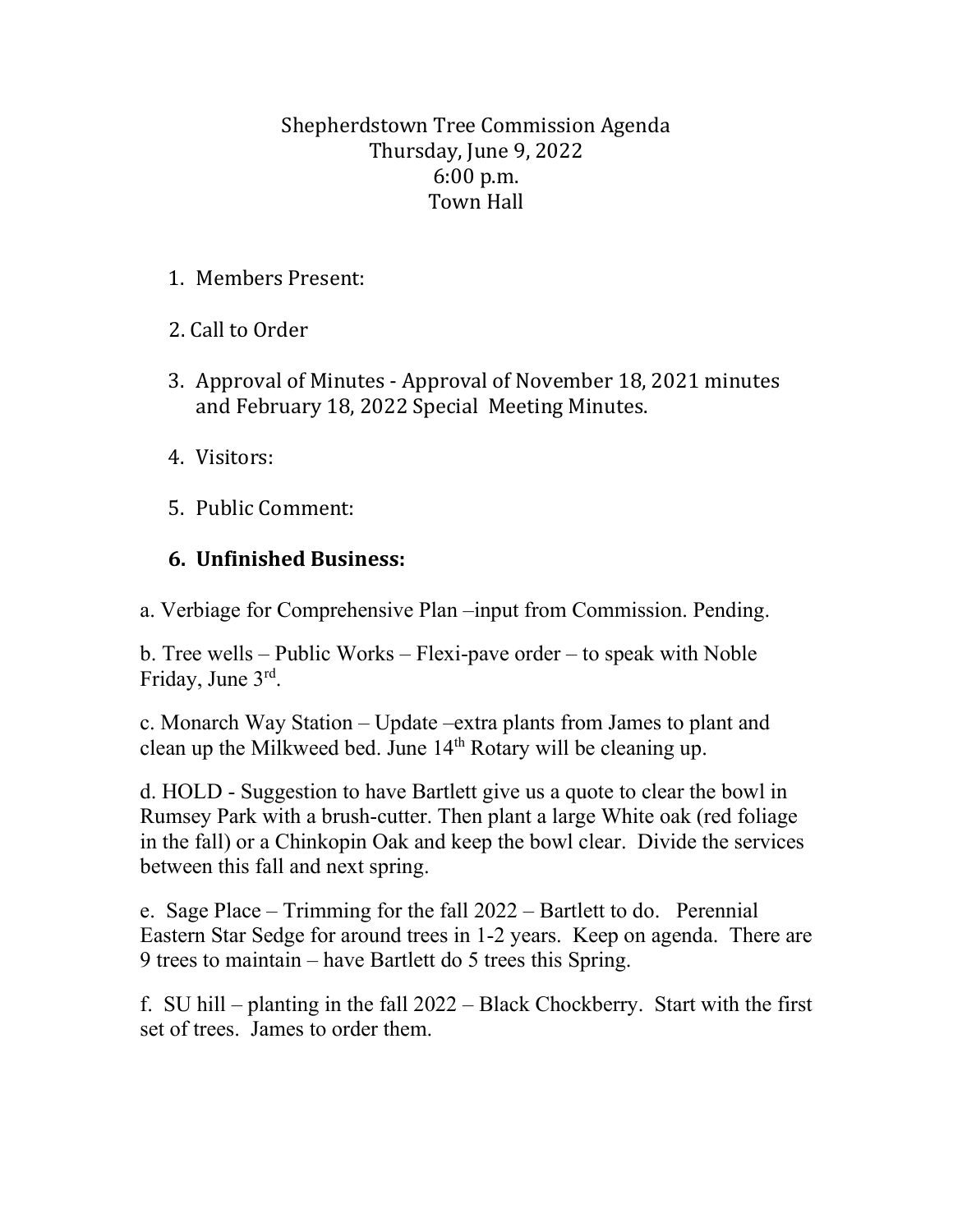# Shepherdstown Tree Commission Agenda
Thursday, June 9, 2022
6:00 p.m.
Town Hall

1. Members Present:

2. Call to Order

3. Approval of Minutes - Approval of November 18, 2021 minutes and February 18, 2022 Special Meeting Minutes.

4. Visitors:

5. Public Comment:

6. **Unfinished Business:**

a. Verbiage for Comprehensive Plan –input from Commission. Pending.

b. Tree wells – Public Works – Flexi-pave order – to speak with Noble Friday, June 3rd.

c. Monarch Way Station – Update –extra plants from James to plant and clean up the Milkweed bed. June 14th Rotary will be cleaning up.

d. HOLD - Suggestion to have Bartlett give us a quote to clear the bowl in Rumsey Park with a brush-cutter. Then plant a large White oak (red foliage in the fall) or a Chinkopin Oak and keep the bowl clear. Divide the services between this fall and next spring.

e. Sage Place – Trimming for the fall 2022 – Bartlett to do. Perennial Eastern Star Sedge for around trees in 1-2 years. Keep on agenda. There are 9 trees to maintain – have Bartlett do 5 trees this Spring.

f. SU hill – planting in the fall 2022 – Black Chockberry. Start with the first set of trees. James to order them.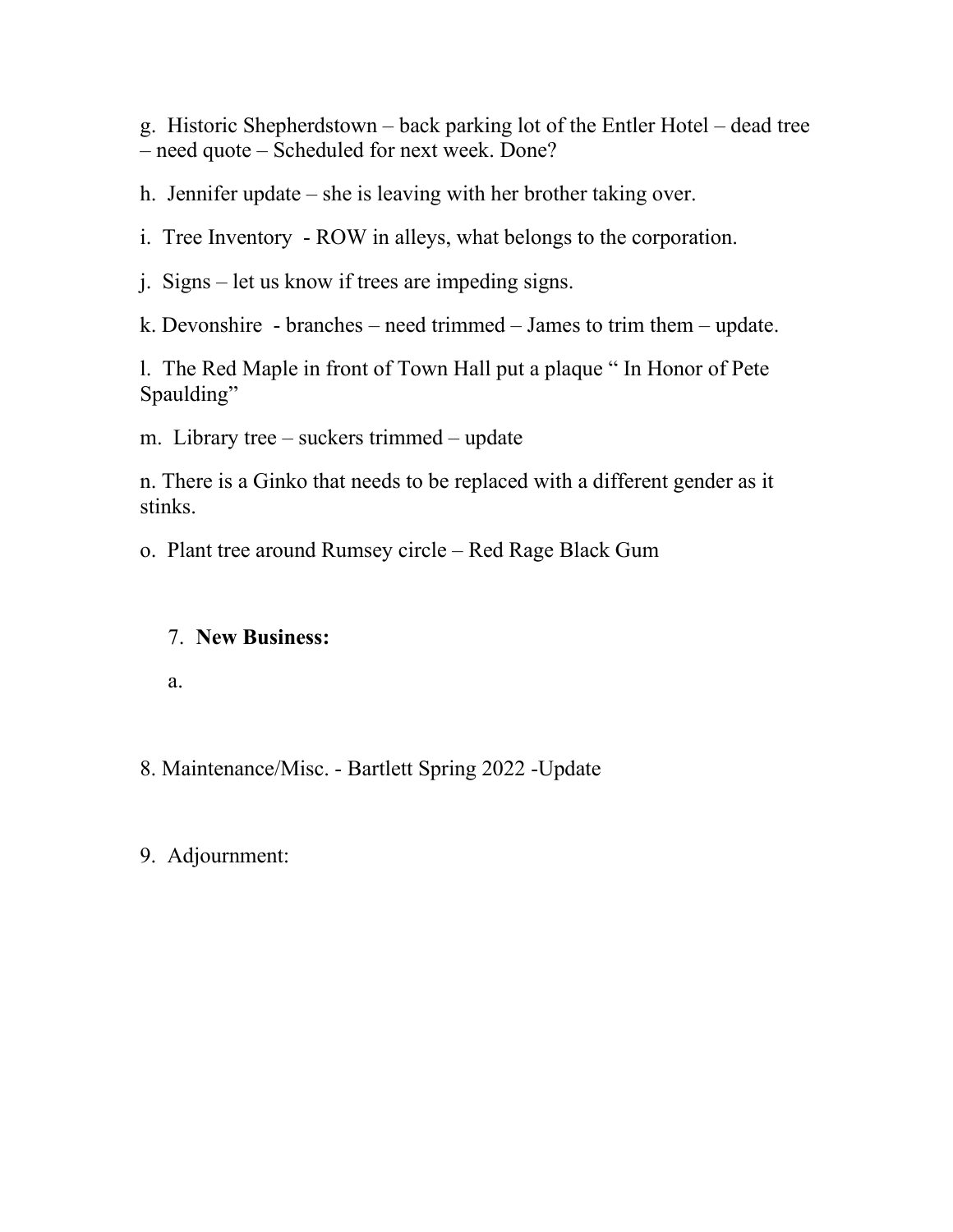g. Historic Shepherdstown – back parking lot of the Entler Hotel – dead tree – need quote – Scheduled for next week. Done?

h. Jennifer update – she is leaving with her brother taking over.

i. Tree Inventory - ROW in alleys, what belongs to the corporation.

j. Signs – let us know if trees are impeding signs.

k. Devonshire - branches – need trimmed – James to trim them – update.

l. The Red Maple in front of Town Hall put a plaque " In Honor of Pete Spaulding"

m. Library tree – suckers trimmed – update

n. There is a Ginko that needs to be replaced with a different gender as it stinks.

o. Plant tree around Rumsey circle – Red Rage Black Gum

7. **New Business:**

a.

8. Maintenance/Misc. - Bartlett Spring 2022 -Update

9. Adjournment: